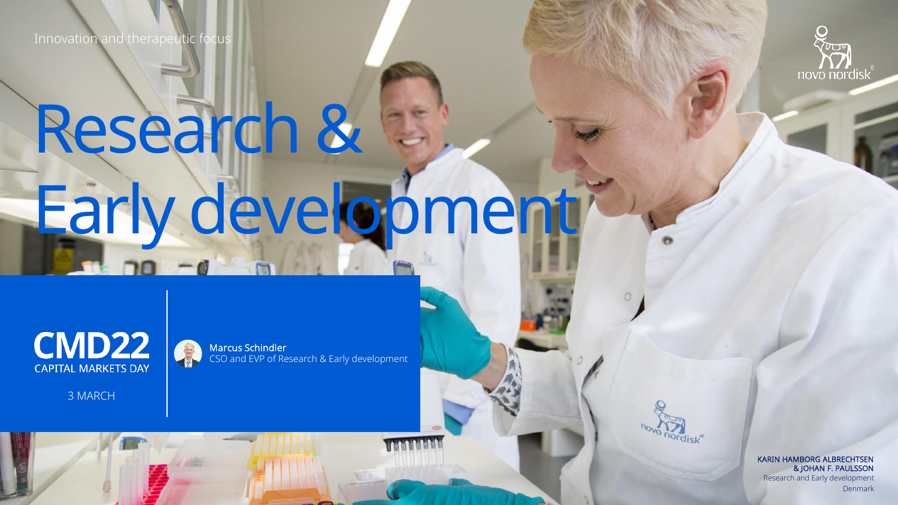Innovation and therapeutic focus

# Research & Early development

**CMD22**
CAPITAL MARKETS DAY

3 MARCH

Marcus Schindler
CSO and EVP of Research & Early development

KARIN HAMBORG ALBRECHTSEN
& JOHAN F. PAULSSON
Research and Early development
Denmark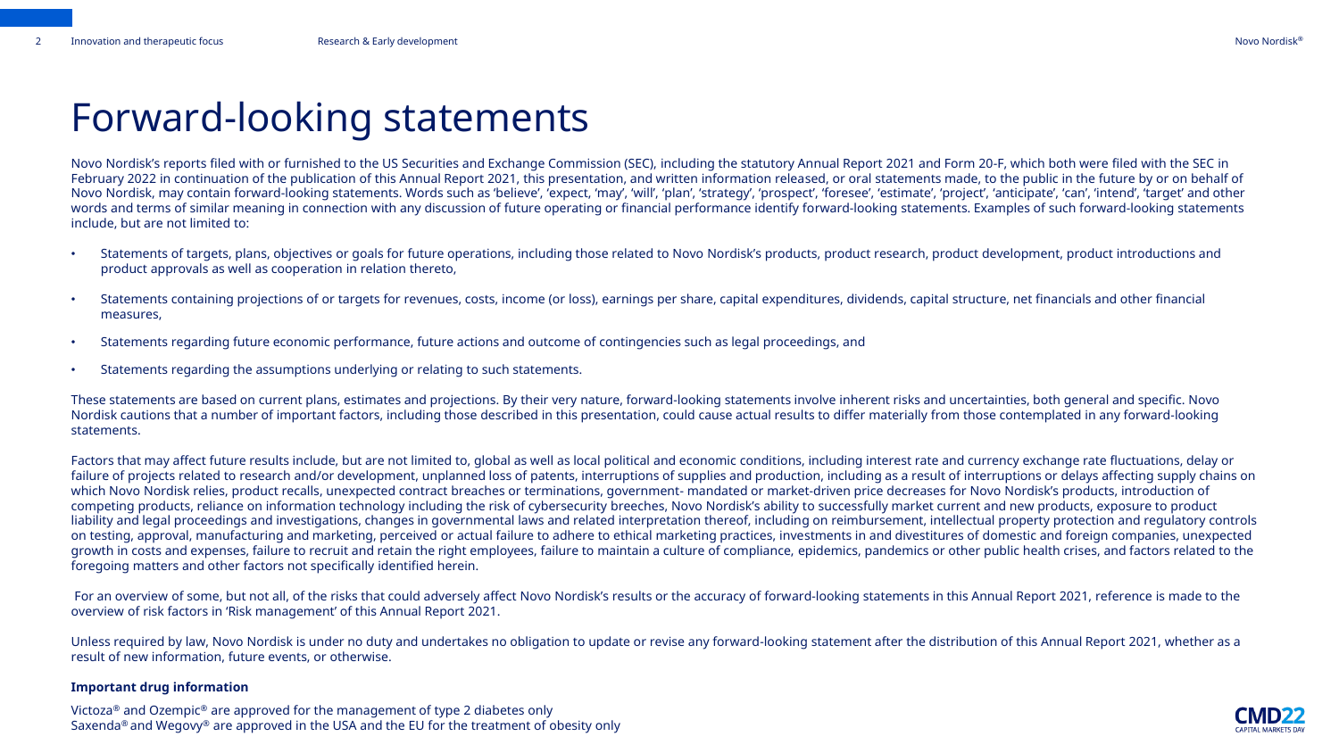# Forward-looking statements

Novo Nordisk's reports filed with or furnished to the US Securities and Exchange Commission (SEC), including the statutory Annual Report 2021 and Form 20-F, which both were filed with the SEC in February 2022 in continuation of the publication of this Annual Report 2021, this presentation, and written information released, or oral statements made, to the public in the future by or on behalf of Novo Nordisk, may contain forward-looking statements. Words such as 'believe', 'expect, 'may', 'will', 'plan', 'strategy', 'prospect', 'foresee', 'estimate', 'project', 'anticipate', 'can', 'intend', 'target' and other words and terms of similar meaning in connection with any discussion of future operating or financial performance identify forward-looking statements. Examples of such forward-looking statements include, but are not limited to:

- Statements of targets, plans, objectives or goals for future operations, including those related to Novo Nordisk's products, product research, product development, product introductions and product approvals as well as cooperation in relation thereto,
- Statements containing projections of or targets for revenues, costs, income (or loss), earnings per share, capital expenditures, dividends, capital structure, net financials and other financial measures,
- Statements regarding future economic performance, future actions and outcome of contingencies such as legal proceedings, and
- Statements regarding the assumptions underlying or relating to such statements.

These statements are based on current plans, estimates and projections. By their very nature, forward-looking statements involve inherent risks and uncertainties, both general and specific. Novo Nordisk cautions that a number of important factors, including those described in this presentation, could cause actual results to differ materially from those contemplated in any forward-looking statements.

Factors that may affect future results include, but are not limited to, global as well as local political and economic conditions, including interest rate and currency exchange rate fluctuations, delay or failure of projects related to research and/or development, unplanned loss of patents, interruptions of supplies and production, including as a result of interruptions or delays affecting supply chains on which Novo Nordisk relies, product recalls, unexpected contract breaches or terminations, government- mandated or market-driven price decreases for Novo Nordisk's products, introduction of competing products, reliance on information technology including the risk of cybersecurity breeches, Novo Nordisk's ability to successfully market current and new products, exposure to product liability and legal proceedings and investigations, changes in governmental laws and related interpretation thereof, including on reimbursement, intellectual property protection and regulatory controls on testing, approval, manufacturing and marketing, perceived or actual failure to adhere to ethical marketing practices, investments in and divestitures of domestic and foreign companies, unexpected growth in costs and expenses, failure to recruit and retain the right employees, failure to maintain a culture of compliance, epidemics, pandemics or other public health crises, and factors related to the foregoing matters and other factors not specifically identified herein.

For an overview of some, but not all, of the risks that could adversely affect Novo Nordisk's results or the accuracy of forward-looking statements in this Annual Report 2021, reference is made to the overview of risk factors in 'Risk management' of this Annual Report 2021.

Unless required by law, Novo Nordisk is under no duty and undertakes no obligation to update or revise any forward-looking statement after the distribution of this Annual Report 2021, whether as a result of new information, future events, or otherwise.

**Important drug information**

Victoza® and Ozempic® are approved for the management of type 2 diabetes only
Saxenda® and Wegovy® are approved in the USA and the EU for the treatment of obesity only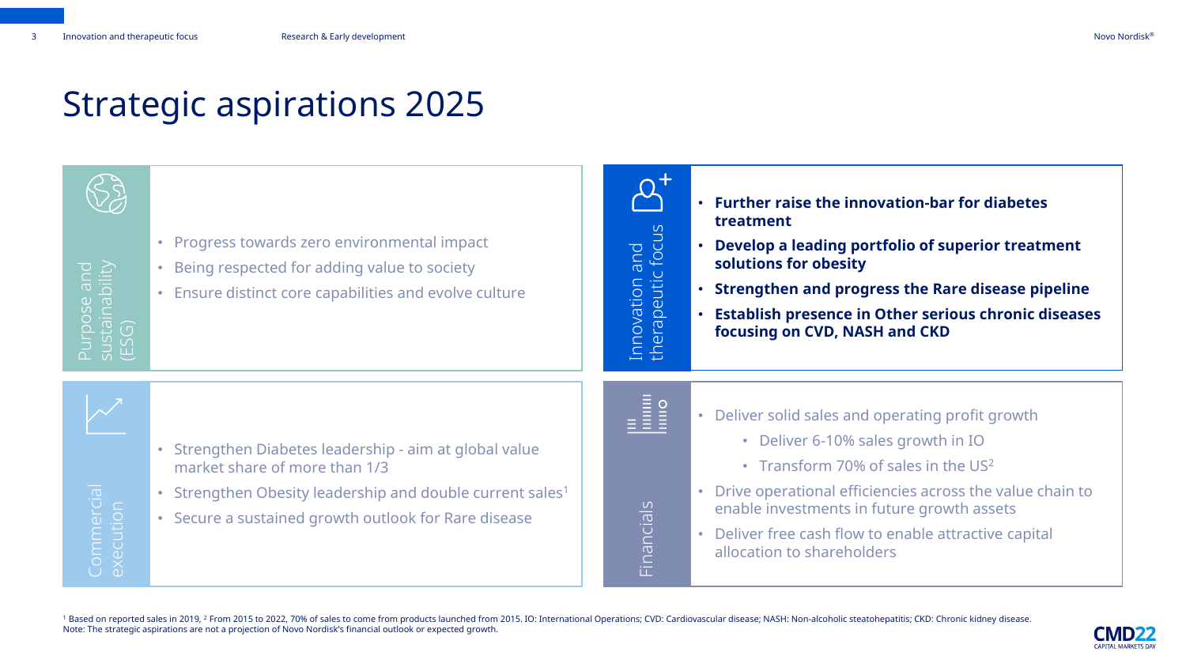# Strategic aspirations 2025

## Purpose and sustainability (ESG)

- Progress towards zero environmental impact
- Being respected for adding value to society
- Ensure distinct core capabilities and evolve culture

## Innovation and therapeutic focus

- **Further raise the innovation-bar for diabetes treatment**
- **Develop a leading portfolio of superior treatment solutions for obesity**
- **Strengthen and progress the Rare disease pipeline**
- **Establish presence in Other serious chronic diseases focusing on CVD, NASH and CKD**

## Commercial execution

- Strengthen Diabetes leadership - aim at global value market share of more than 1/3
- Strengthen Obesity leadership and double current sales[1]
- Secure a sustained growth outlook for Rare disease

## Financials

- Deliver solid sales and operating profit growth
  - Deliver 6-10% sales growth in IO
  - Transform 70% of sales in the US[2]
- Drive operational efficiencies across the value chain to enable investments in future growth assets
- Deliver free cash flow to enable attractive capital allocation to shareholders

[1] Based on reported sales in 2019, [2] From 2015 to 2022, 70% of sales to come from products launched from 2015. IO: International Operations; CVD: Cardiovascular disease; NASH: Non-alcoholic steatohepatitis; CKD: Chronic kidney disease.
Note: The strategic aspirations are not a projection of Novo Nordisk's financial outlook or expected growth.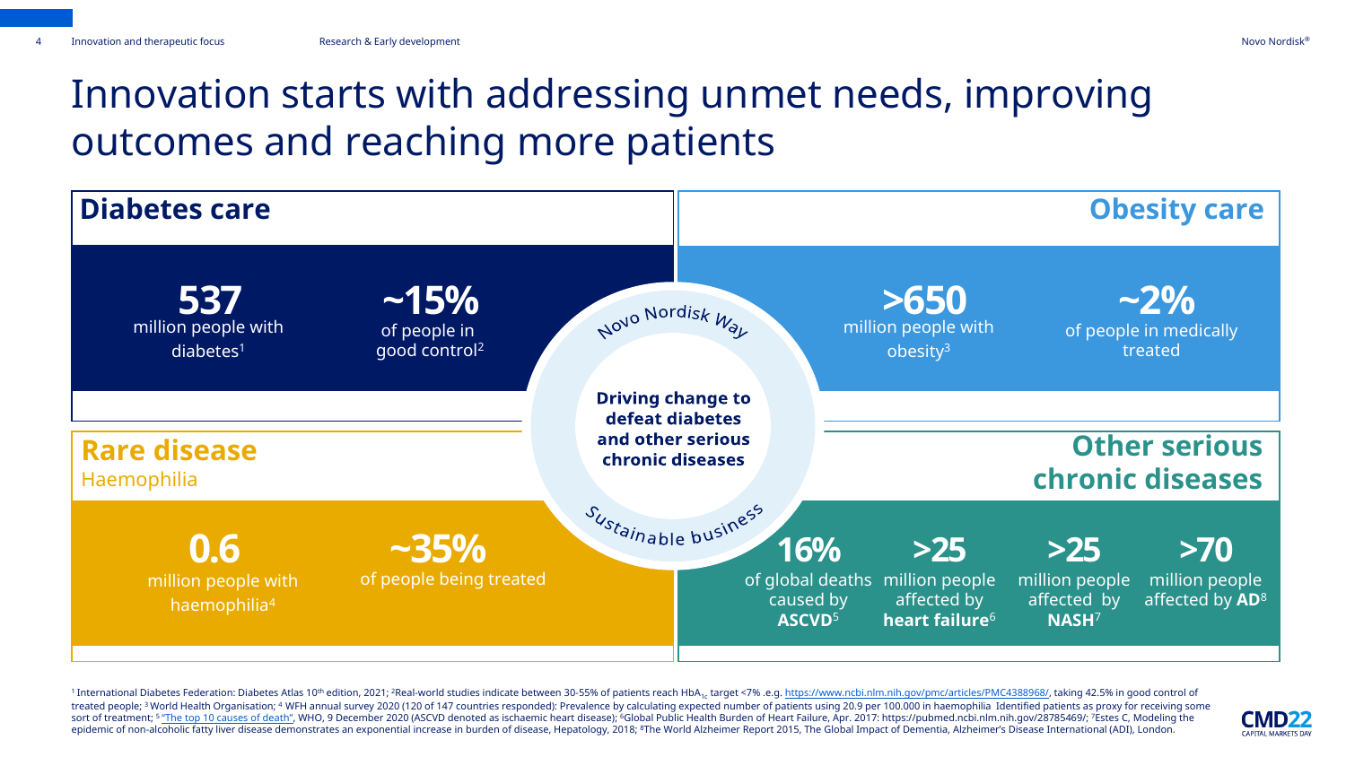# Innovation starts with addressing unmet needs, improving outcomes and reaching more patients

## Diabetes care

**537** million people with diabetes[1]

**~15%** of people in good control[2]

## Obesity care

**>650** million people with obesity[3]

**~2%** of people in medically treated

## Rare disease

Haemophilia

**0.6** million people with haemophilia[4]

**~35%** of people being treated

## Other serious chronic diseases

**16%** of global deaths caused by **ASCVD**[5]

**>25** million people affected by **heart failure**[6]

**>25** million people affected by **NASH**[7]

**>70** million people affected by **AD**[8]

Novo Nordisk Way

**Driving change to defeat diabetes and other serious chronic diseases**

Sustainable business

[1] International Diabetes Federation: Diabetes Atlas 10th edition, 2021; [2]Real-world studies indicate between 30-55% of patients reach $HbA_{1c}$ target <7% .e.g. https://www.ncbi.nlm.nih.gov/pmc/articles/PMC4388968/, taking 42.5% in good control of treated people; [3] World Health Organisation; [4] WFH annual survey 2020 (120 of 147 countries responded): Prevalence by calculating expected number of patients using 20.9 per 100.000 in haemophilia Identified patients as proxy for receiving some sort of treatment; [5] "The top 10 causes of death", WHO, 9 December 2020 (ASCVD denoted as ischaemic heart disease); [6]Global Public Health Burden of Heart Failure, Apr. 2017: https://pubmed.ncbi.nlm.nih.gov/28785469/; [7]Estes C, Modeling the epidemic of non-alcoholic fatty liver disease demonstrates an exponential increase in burden of disease, Hepatology, 2018; [8]The World Alzheimer Report 2015, The Global Impact of Dementia, Alzheimer's Disease International (ADI), London.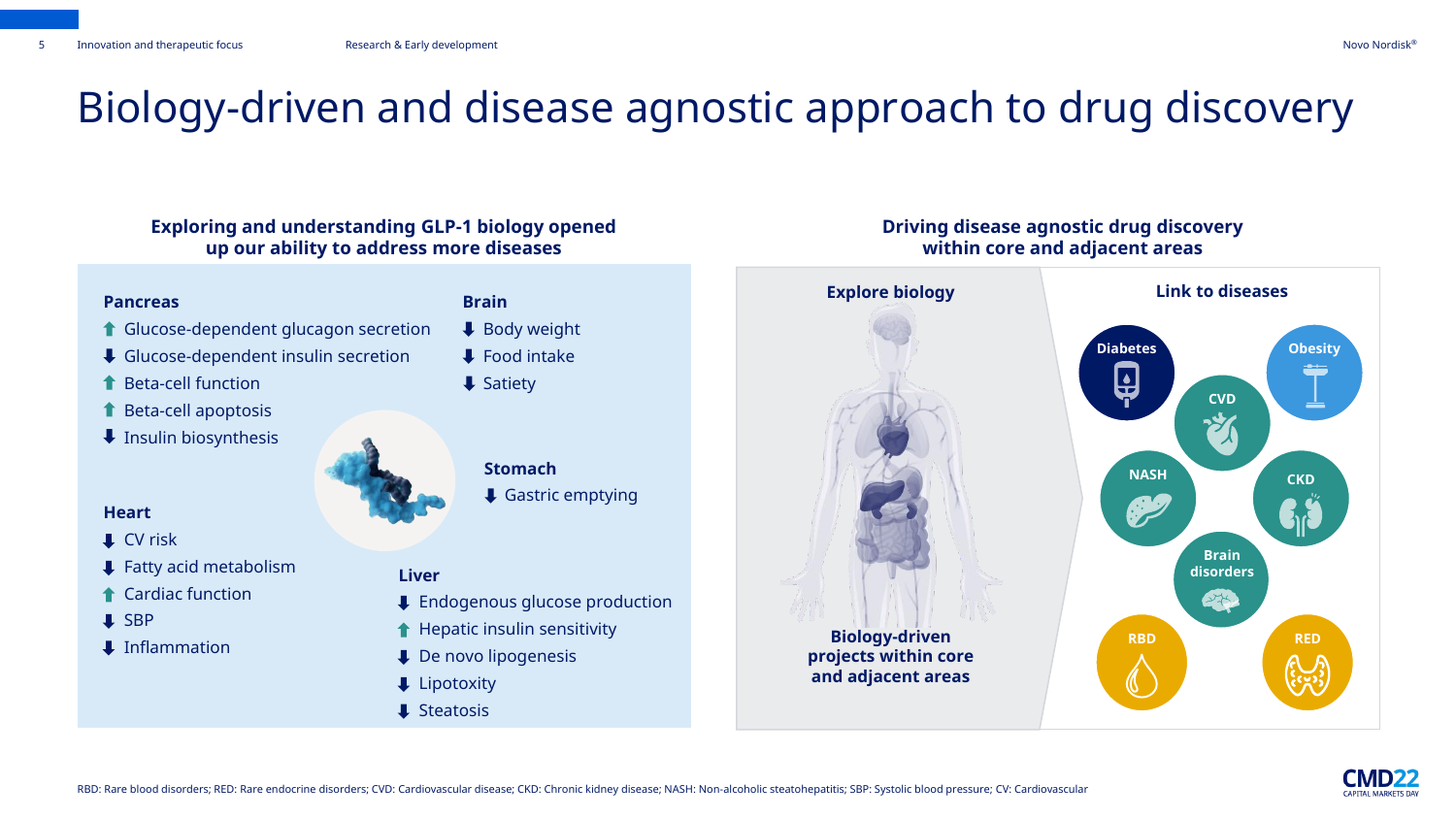# Biology-driven and disease agnostic approach to drug discovery

## Exploring and understanding GLP-1 biology opened up our ability to address more diseases

**Pancreas**
- ⬆ Glucose-dependent glucagon secretion
- ⬇ Glucose-dependent insulin secretion
- ⬆ Beta-cell function
- ⬆ Beta-cell apoptosis
- ⬇ Insulin biosynthesis

**Brain**
- ⬇ Body weight
- ⬇ Food intake
- ⬇ Satiety

**Stomach**
- ⬇ Gastric emptying

**Heart**
- ⬇ CV risk
- ⬇ Fatty acid metabolism
- ⬆ Cardiac function
- ⬇ SBP
- ⬇ Inflammation

**Liver**
- ⬇ Endogenous glucose production
- ⬆ Hepatic insulin sensitivity
- ⬇ De novo lipogenesis
- ⬇ Lipotoxity
- ⬇ Steatosis

## Driving disease agnostic drug discovery within core and adjacent areas

**Explore biology**

Biology-driven projects within core and adjacent areas

**Link to diseases**

- Diabetes
- Obesity
- CVD
- NASH
- CKD
- Brain disorders
- RBD
- RED

RBD: Rare blood disorders; RED: Rare endocrine disorders; CVD: Cardiovascular disease; CKD: Chronic kidney disease; NASH: Non-alcoholic steatohepatitis; SBP: Systolic blood pressure; CV: Cardiovascular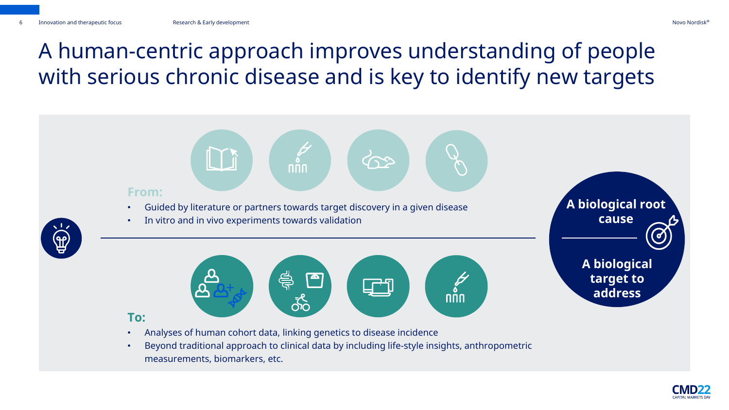# A human-centric approach improves understanding of people with serious chronic disease and is key to identify new targets

**From:**

- Guided by literature or partners towards target discovery in a given disease
- In vitro and in vivo experiments towards validation

**To:**

- Analyses of human cohort data, linking genetics to disease incidence
- Beyond traditional approach to clinical data by including life-style insights, anthropometric measurements, biomarkers, etc.

**A biological root cause**

**A biological target to address**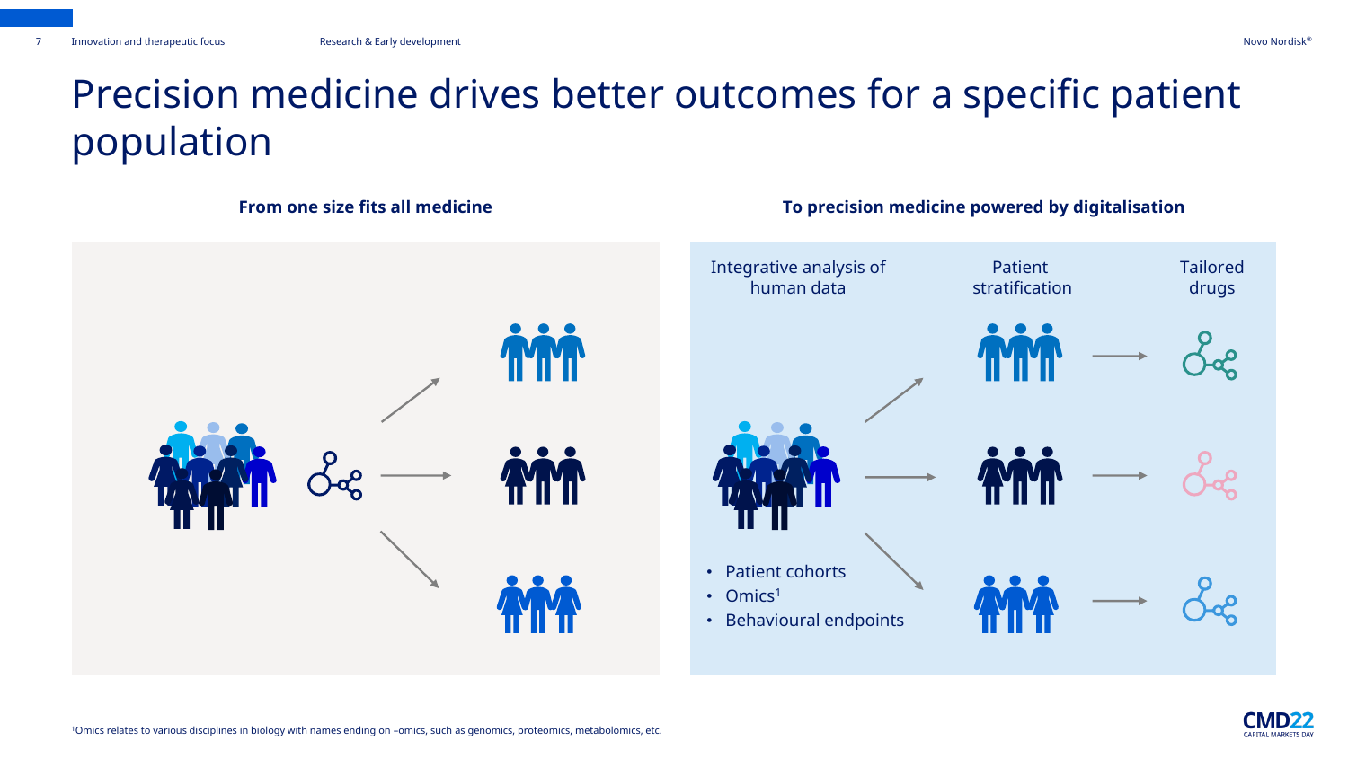# Precision medicine drives better outcomes for a specific patient population

**From one size fits all medicine**

**To precision medicine powered by digitalisation**

Integrative analysis of human data

Patient stratification

Tailored drugs

- Patient cohorts
- Omics[1]
- Behavioural endpoints

[1]Omics relates to various disciplines in biology with names ending on –omics, such as genomics, proteomics, metabolomics, etc.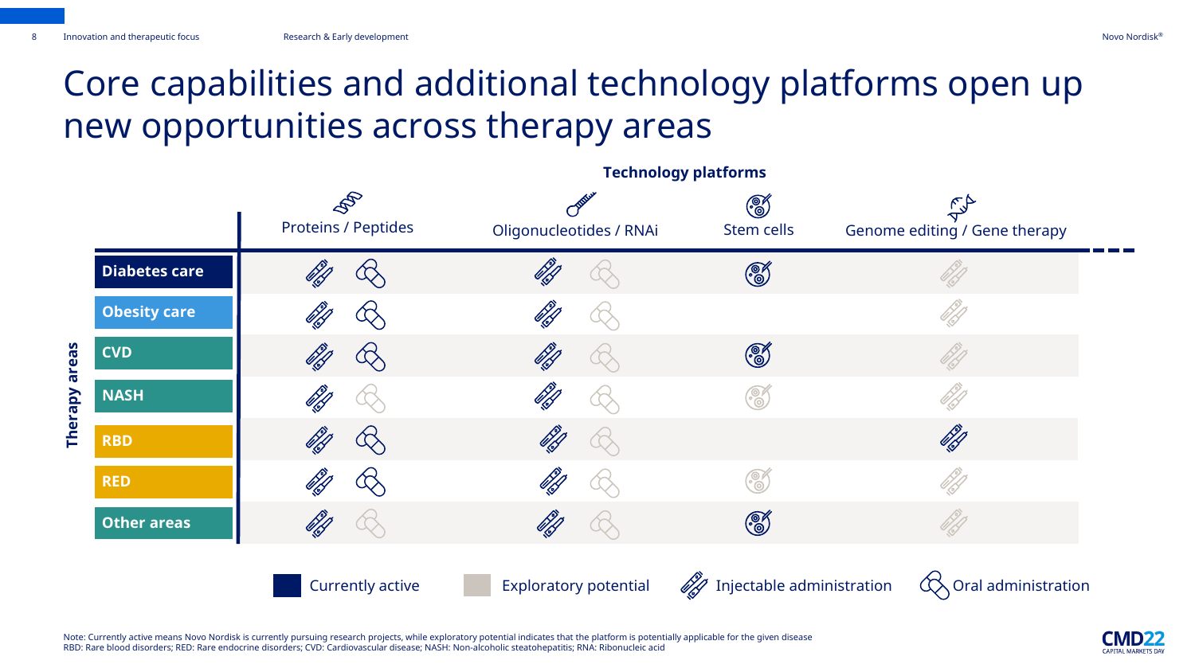# Core capabilities and additional technology platforms open up new opportunities across therapy areas

**Technology platforms**

| Therapy areas | Proteins / Peptides | Oligonucleotides / RNAi | Stem cells | Genome editing / Gene therapy |
|---|---|---|---|---|
| **Diabetes care** | Injectable (currently active); Oral (currently active) | Injectable (currently active); Oral (exploratory potential) | Currently active | Injectable (exploratory potential) |
| **Obesity care** | Injectable (currently active); Oral (currently active) | Injectable (currently active); Oral (exploratory potential) | | Injectable (exploratory potential) |
| **CVD** | Injectable (currently active); Oral (currently active) | Injectable (currently active); Oral (exploratory potential) | Currently active | Injectable (exploratory potential) |
| **NASH** | Injectable (currently active); Oral (exploratory potential) | Injectable (currently active); Oral (exploratory potential) | Exploratory potential | Injectable (exploratory potential) |
| **RBD** | Injectable (currently active); Oral (currently active) | Injectable (currently active); Oral (exploratory potential) | | Injectable (currently active) |
| **RED** | Injectable (currently active); Oral (currently active) | Injectable (currently active); Oral (exploratory potential) | Exploratory potential | Injectable (exploratory potential) |
| **Other areas** | Injectable (currently active); Oral (exploratory potential) | Injectable (currently active); Oral (exploratory potential) | Currently active | Injectable (exploratory potential) |

Legend: Currently active · Exploratory potential · Injectable administration · Oral administration

Note: Currently active means Novo Nordisk is currently pursuing research projects, while exploratory potential indicates that the platform is potentially applicable for the given disease
RBD: Rare blood disorders; RED: Rare endocrine disorders; CVD: Cardiovascular disease; NASH: Non-alcoholic steatohepatitis; RNA: Ribonucleic acid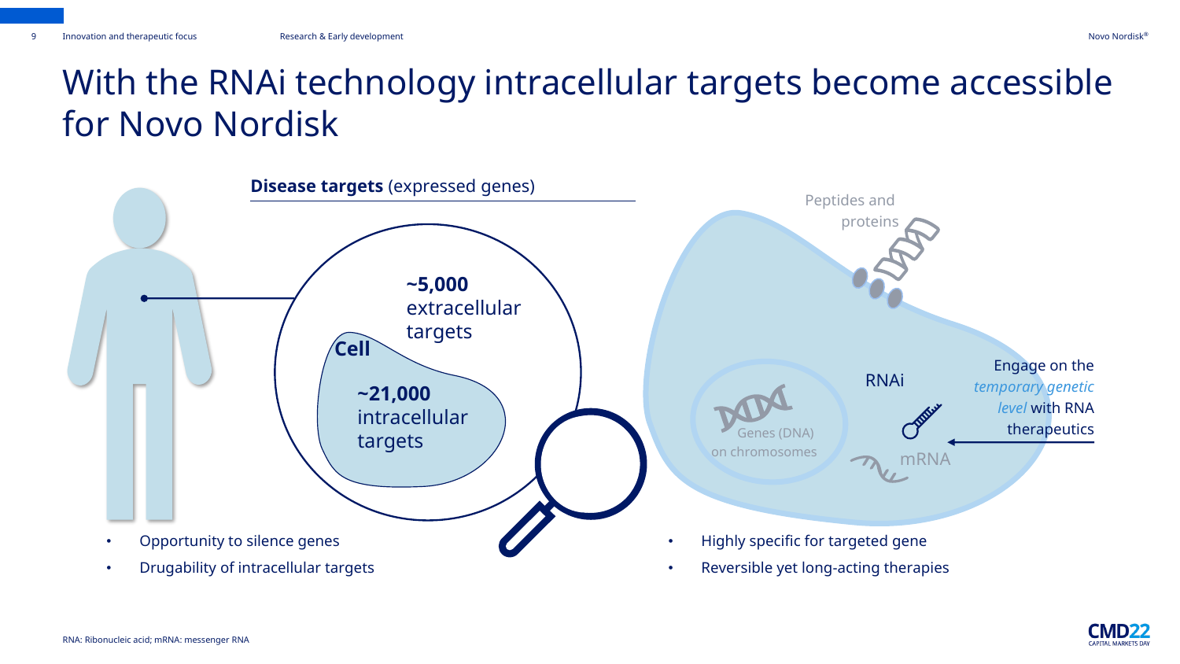# With the RNAi technology intracellular targets become accessible for Novo Nordisk

**Disease targets** (expressed genes)

**~5,000** extracellular targets

**Cell**

**~21,000** intracellular targets

Peptides and proteins

Genes (DNA) on chromosomes

RNAi

mRNA

Engage on the *temporary genetic level* with RNA therapeutics

- Opportunity to silence genes
- Drugability of intracellular targets

- Highly specific for targeted gene
- Reversible yet long-acting therapies

RNA: Ribonucleic acid; mRNA: messenger RNA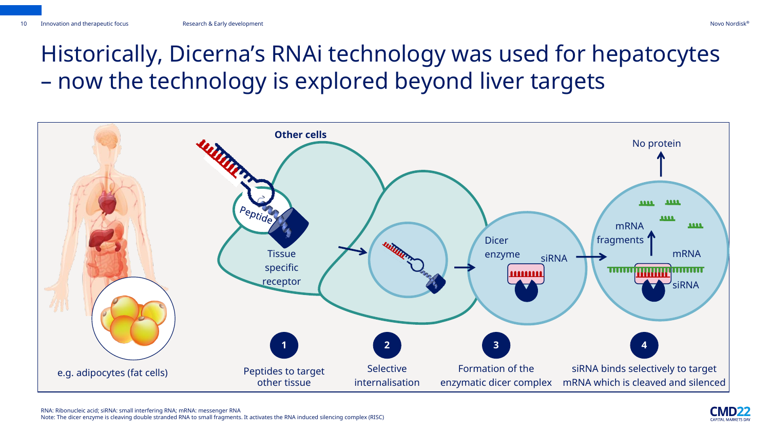# Historically, Dicerna's RNAi technology was used for hepatocytes – now the technology is explored beyond liver targets

**Other cells**

Peptide

Tissue specific receptor

Dicer enzyme

siRNA

No protein

mRNA fragments

mRNA

siRNA

e.g. adipocytes (fat cells)

1. Peptides to target other tissue
2. Selective internalisation
3. Formation of the enzymatic dicer complex
4. siRNA binds selectively to target mRNA which is cleaved and silenced

RNA: Ribonucleic acid; siRNA: small interfering RNA; mRNA: messenger RNA
Note: The dicer enzyme is cleaving double stranded RNA to small fragments. It activates the RNA induced silencing complex (RISC)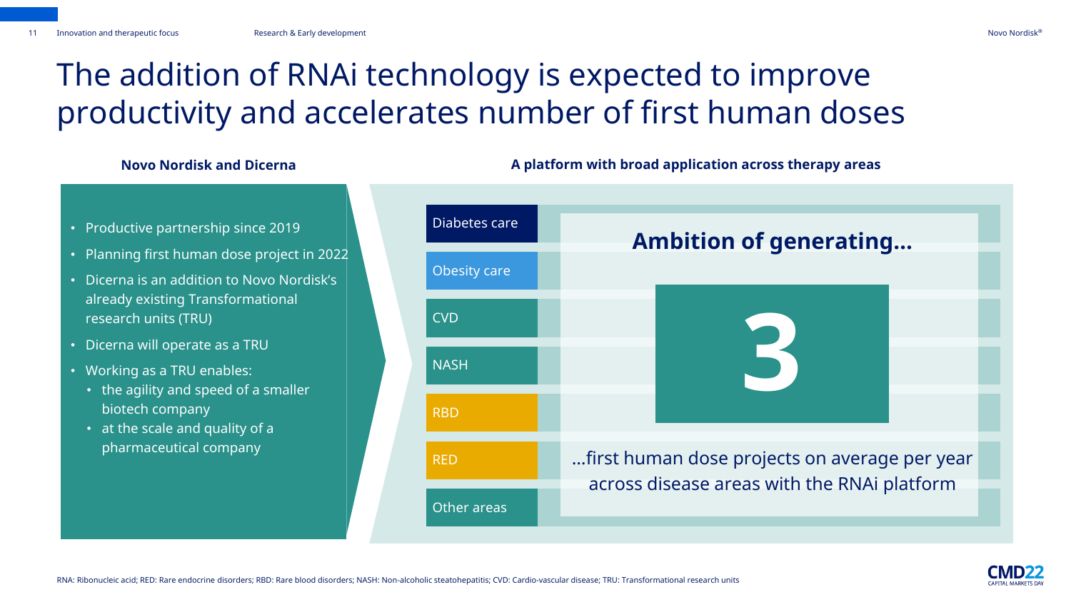# The addition of RNAi technology is expected to improve productivity and accelerates number of first human doses

**Novo Nordisk and Dicerna**

- Productive partnership since 2019
- Planning first human dose project in 2022
- Dicerna is an addition to Novo Nordisk's already existing Transformational research units (TRU)
- Dicerna will operate as a TRU
- Working as a TRU enables:
  - the agility and speed of a smaller biotech company
  - at the scale and quality of a pharmaceutical company

**A platform with broad application across therapy areas**

- Diabetes care
- Obesity care
- CVD
- NASH
- RBD
- RED
- Other areas

**Ambition of generating…**

**3**

…first human dose projects on average per year across disease areas with the RNAi platform

RNA: Ribonucleic acid; RED: Rare endocrine disorders; RBD: Rare blood disorders; NASH: Non-alcoholic steatohepatitis; CVD: Cardio-vascular disease; TRU: Transformational research units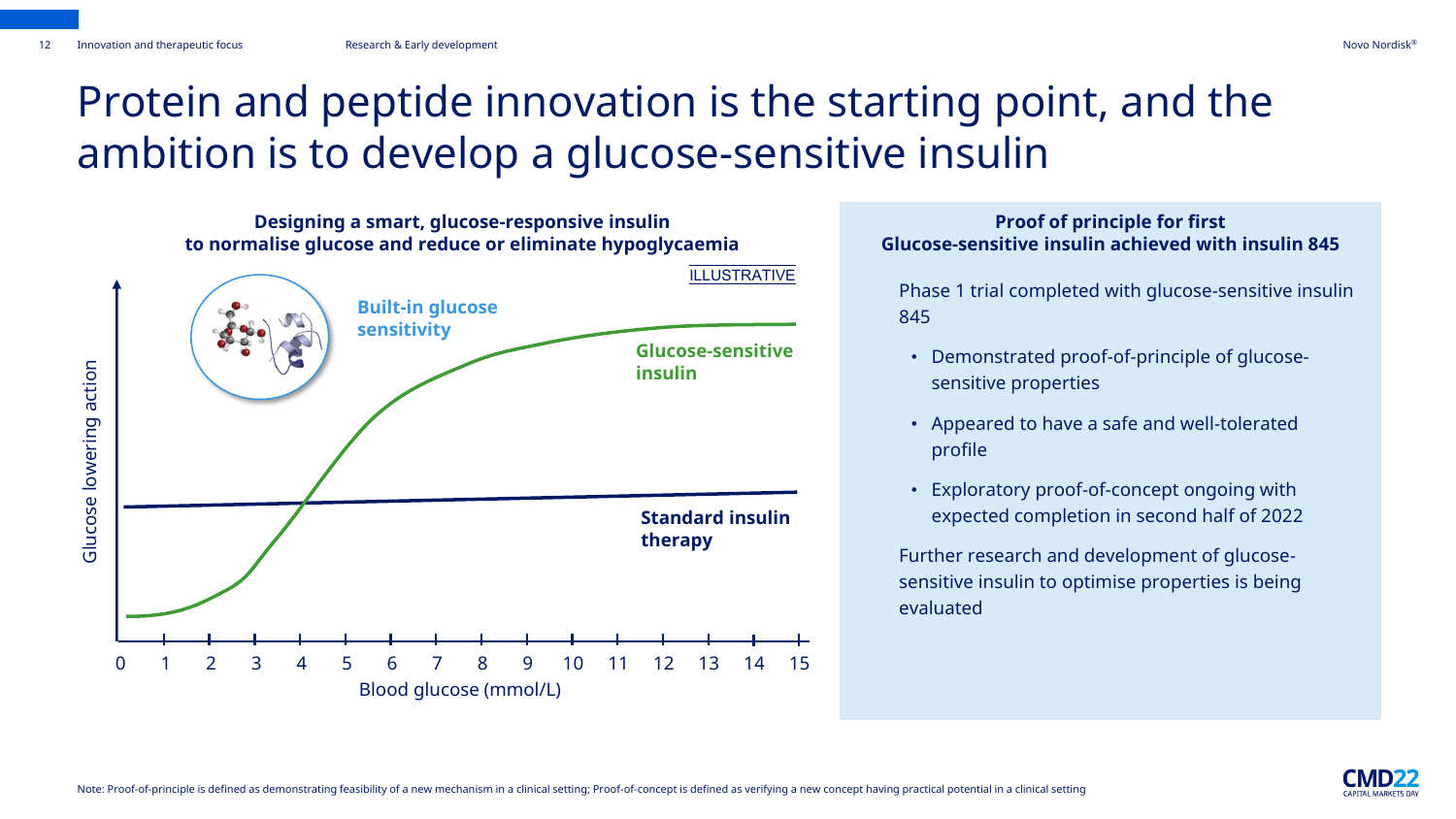# Protein and peptide innovation is the starting point, and the ambition is to develop a glucose-sensitive insulin

**Designing a smart, glucose-responsive insulin to normalise glucose and reduce or eliminate hypoglycaemia**

ILLUSTRATIVE

**Built-in glucose sensitivity**

**Glucose-sensitive insulin**

**Standard insulin therapy**

Glucose lowering action

Blood glucose (mmol/L)

0 1 2 3 4 5 6 7 8 9 10 11 12 13 14 15

**Proof of principle for first Glucose-sensitive insulin achieved with insulin 845**

Phase 1 trial completed with glucose-sensitive insulin 845

- Demonstrated proof-of-principle of glucose-sensitive properties
- Appeared to have a safe and well-tolerated profile
- Exploratory proof-of-concept ongoing with expected completion in second half of 2022

Further research and development of glucose-sensitive insulin to optimise properties is being evaluated

Note: Proof-of-principle is defined as demonstrating feasibility of a new mechanism in a clinical setting; Proof-of-concept is defined as verifying a new concept having practical potential in a clinical setting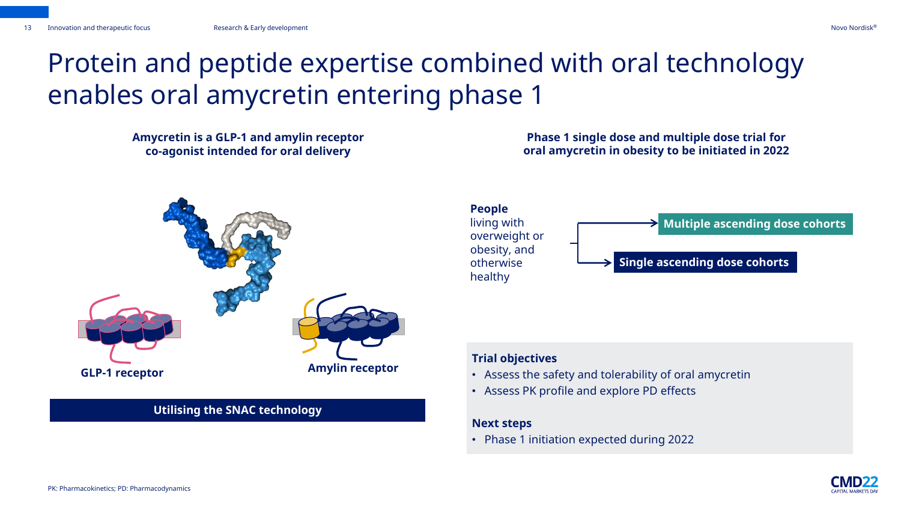# Protein and peptide expertise combined with oral technology enables oral amycretin entering phase 1

**Amycretin is a GLP-1 and amylin receptor co-agonist intended for oral delivery**

GLP-1 receptor

Amylin receptor

**Utilising the SNAC technology**

**Phase 1 single dose and multiple dose trial for oral amycretin in obesity to be initiated in 2022**

**People** living with overweight or obesity, and otherwise healthy

- **Multiple ascending dose cohorts**
- **Single ascending dose cohorts**

**Trial objectives**

- Assess the safety and tolerability of oral amycretin
- Assess PK profile and explore PD effects

**Next steps**

- Phase 1 initiation expected during 2022

PK: Pharmacokinetics; PD: Pharmacodynamics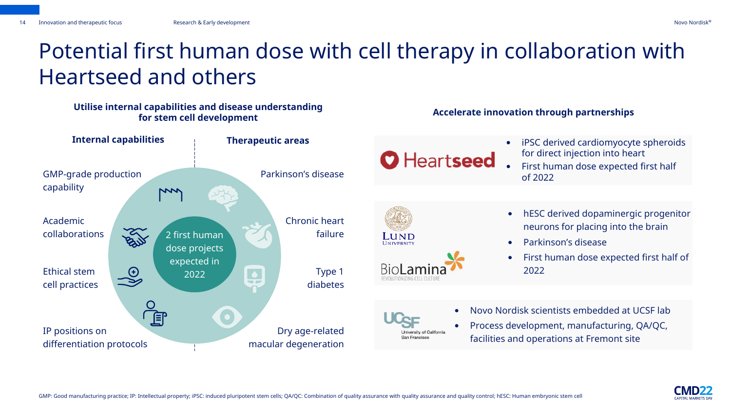# Potential first human dose with cell therapy in collaboration with Heartseed and others

## Utilise internal capabilities and disease understanding for stem cell development

**Internal capabilities**

- GMP-grade production capability
- Academic collaborations
- Ethical stem cell practices
- IP positions on differentiation protocols

**Therapeutic areas**

- Parkinson's disease
- Chronic heart failure
- Type 1 diabetes
- Dry age-related macular degeneration

2 first human dose projects expected in 2022

## Accelerate innovation through partnerships

**Heartseed**

- iPSC derived cardiomyocyte spheroids for direct injection into heart
- First human dose expected first half of 2022

**Lund University / BioLamina**

- hESC derived dopaminergic progenitor neurons for placing into the brain
- Parkinson's disease
- First human dose expected first half of 2022

**UCSF – University of California San Francisco**

- Novo Nordisk scientists embedded at UCSF lab
- Process development, manufacturing, QA/QC, facilities and operations at Fremont site

GMP: Good manufacturing practice; IP: Intellectual property; iPSC: induced pluripotent stem cells; QA/QC: Combination of quality assurance with quality assurance and quality control; hESC: Human embryonic stem cell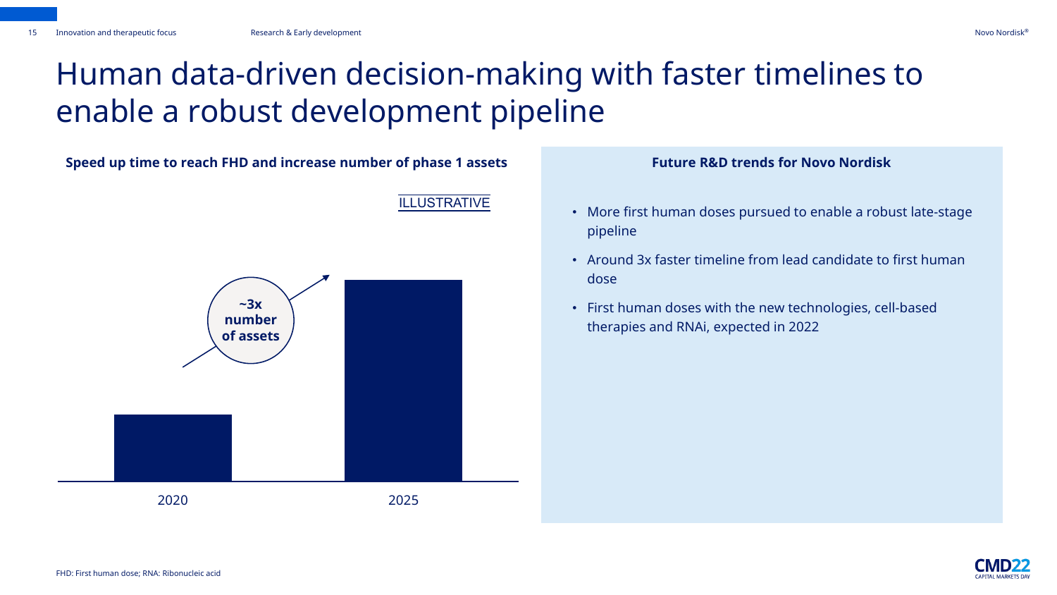# Human data-driven decision-making with faster timelines to enable a robust development pipeline

**Speed up time to reach FHD and increase number of phase 1 assets**

ILLUSTRATIVE

**~3x number of assets**

2020

2025

**Future R&D trends for Novo Nordisk**

- More first human doses pursued to enable a robust late-stage pipeline
- Around 3x faster timeline from lead candidate to first human dose
- First human doses with the new technologies, cell-based therapies and RNAi, expected in 2022

FHD: First human dose; RNA: Ribonucleic acid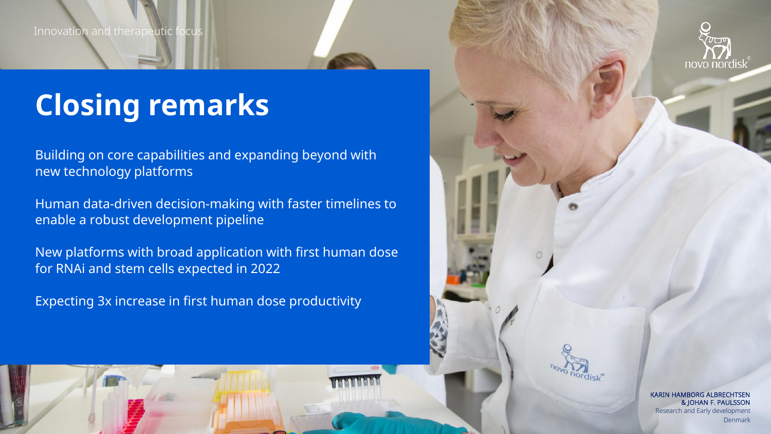# Closing remarks

Building on core capabilities and expanding beyond with new technology platforms

Human data-driven decision-making with faster timelines to enable a robust development pipeline

New platforms with broad application with first human dose for RNAi and stem cells expected in 2022

Expecting 3x increase in first human dose productivity

KARIN HAMBORG ALBRECHTSEN & JOHAN F. PAULSSON
Research and Early development
Denmark